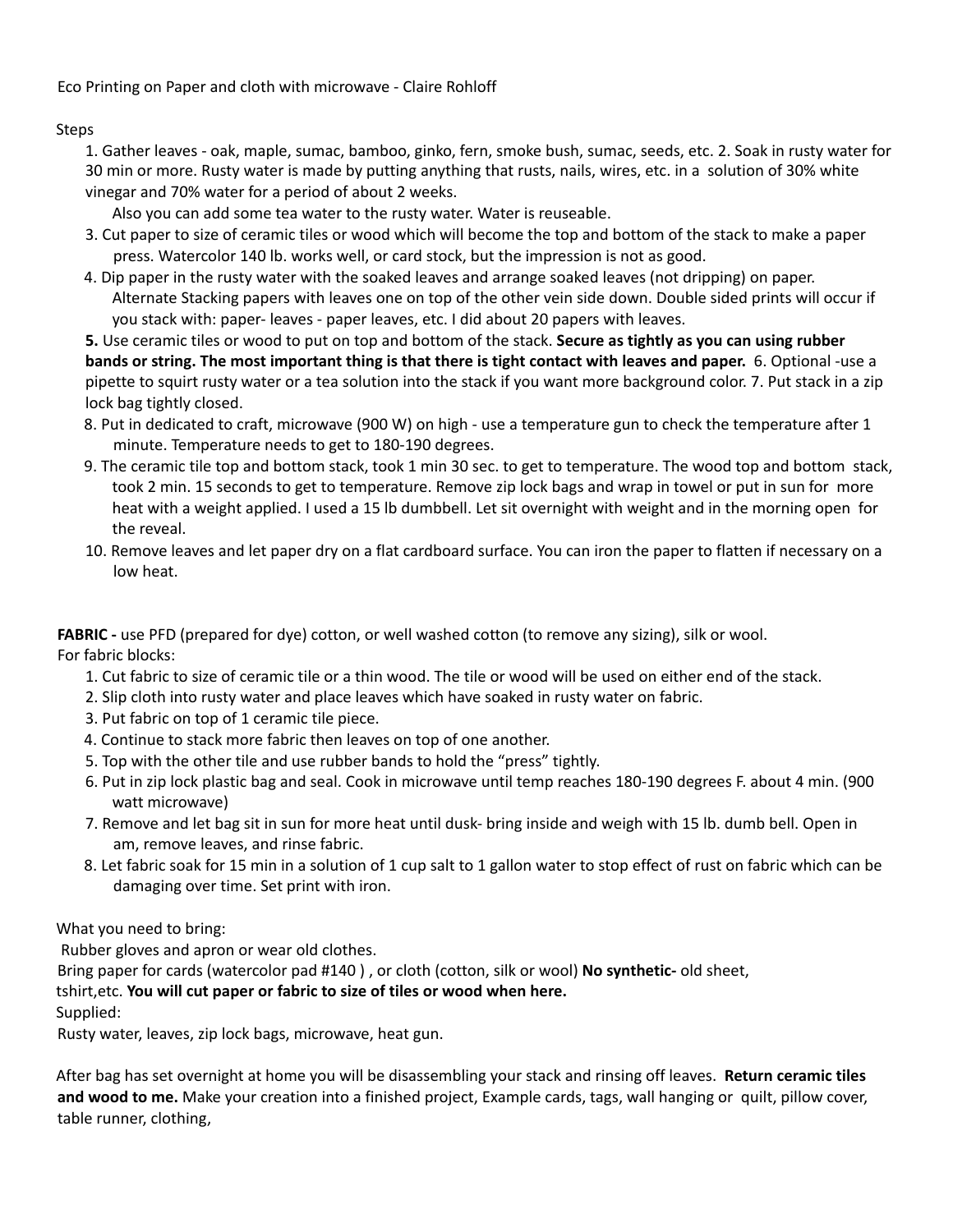Eco Printing on Paper and cloth with microwave - Claire Rohloff

Steps

1. Gather leaves - oak, maple, sumac, bamboo, ginko, fern, smoke bush, sumac, seeds, etc. 2. Soak in rusty water for 30 min or more. Rusty water is made by putting anything that rusts, nails, wires, etc. in a solution of 30% white vinegar and 70% water for a period of about 2 weeks.

   Also you can add some tea water to the rusty water. Water is reuseable.
3. Cut paper to size of ceramic tiles or wood which will become the top and bottom of the stack to make a paper press. Watercolor 140 lb. works well, or card stock, but the impression is not as good.
4. Dip paper in the rusty water with the soaked leaves and arrange soaked leaves (not dripping) on paper. Alternate Stacking papers with leaves one on top of the other vein side down. Double sided prints will occur if you stack with: paper- leaves - paper leaves, etc. I did about 20 papers with leaves.

**5.** Use ceramic tiles or wood to put on top and bottom of the stack. **Secure as tightly as you can using rubber bands or string. The most important thing is that there is tight contact with leaves and paper.** 6. Optional -use a pipette to squirt rusty water or a tea solution into the stack if you want more background color. 7. Put stack in a zip lock bag tightly closed.

8. Put in dedicated to craft, microwave (900 W) on high - use a temperature gun to check the temperature after 1 minute. Temperature needs to get to 180-190 degrees.
9. The ceramic tile top and bottom stack, took 1 min 30 sec. to get to temperature. The wood top and bottom stack, took 2 min. 15 seconds to get to temperature. Remove zip lock bags and wrap in towel or put in sun for more heat with a weight applied. I used a 15 lb dumbbell. Let sit overnight with weight and in the morning open for the reveal.
10. Remove leaves and let paper dry on a flat cardboard surface. You can iron the paper to flatten if necessary on a low heat.

**FABRIC -** use PFD (prepared for dye) cotton, or well washed cotton (to remove any sizing), silk or wool.
For fabric blocks:

1. Cut fabric to size of ceramic tile or a thin wood. The tile or wood will be used on either end of the stack.
2. Slip cloth into rusty water and place leaves which have soaked in rusty water on fabric.
3. Put fabric on top of 1 ceramic tile piece.
4. Continue to stack more fabric then leaves on top of one another.
5. Top with the other tile and use rubber bands to hold the "press" tightly.
6. Put in zip lock plastic bag and seal. Cook in microwave until temp reaches 180-190 degrees F. about 4 min. (900 watt microwave)
7. Remove and let bag sit in sun for more heat until dusk- bring inside and weigh with 15 lb. dumb bell. Open in am, remove leaves, and rinse fabric.
8. Let fabric soak for 15 min in a solution of 1 cup salt to 1 gallon water to stop effect of rust on fabric which can be damaging over time. Set print with iron.

What you need to bring:
Rubber gloves and apron or wear old clothes.
Bring paper for cards (watercolor pad #140 ) , or cloth (cotton, silk or wool) **No synthetic-** old sheet, tshirt,etc. **You will cut paper or fabric to size of tiles or wood when here.**
Supplied:
Rusty water, leaves, zip lock bags, microwave, heat gun.

After bag has set overnight at home you will be disassembling your stack and rinsing off leaves. **Return ceramic tiles and wood to me.** Make your creation into a finished project, Example cards, tags, wall hanging or quilt, pillow cover, table runner, clothing,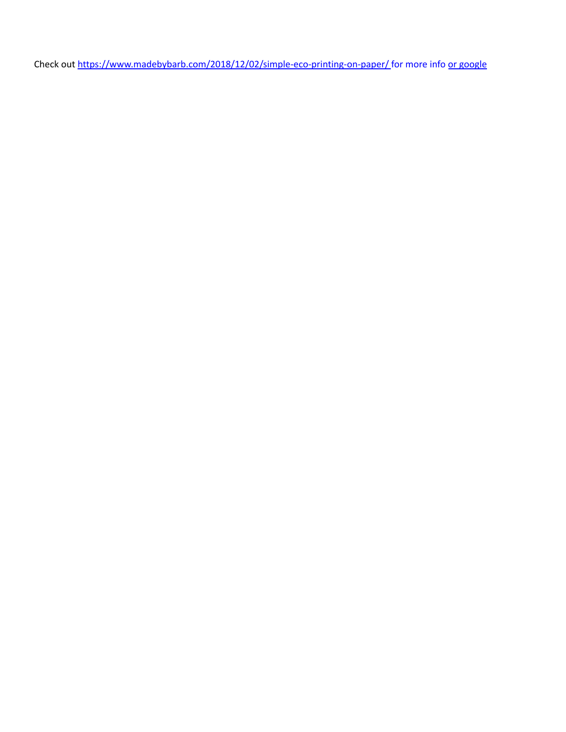Check out https://www.madebybarb.com/2018/12/02/simple-eco-printing-on-paper/ for more info or google